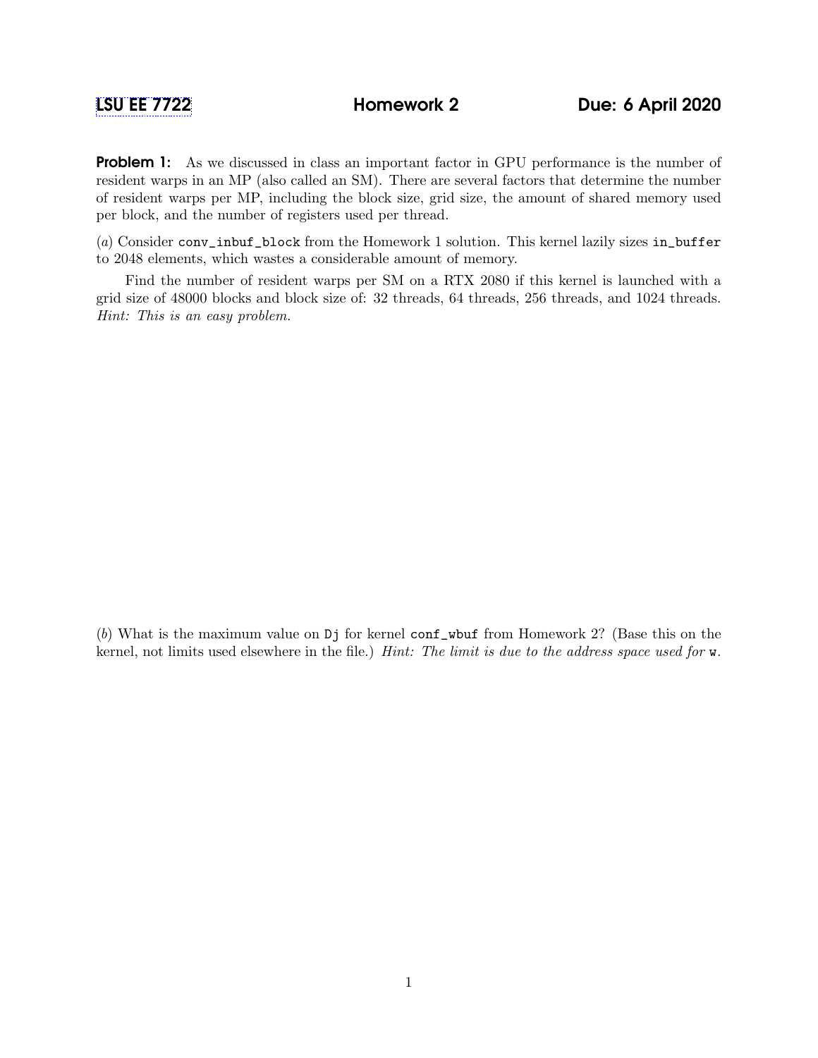LSU EE 7722 Homework 2 Due: 6 April 2020

**Problem 1:** As we discussed in class an important factor in GPU performance is the number of resident warps in an MP (also called an SM). There are several factors that determine the number of resident warps per MP, including the block size, grid size, the amount of shared memory used per block, and the number of registers used per thread.

(*a*) Consider `conv_inbuf_block` from the Homework 1 solution. This kernel lazily sizes `in_buffer` to 2048 elements, which wastes a considerable amount of memory.

Find the number of resident warps per SM on a RTX 2080 if this kernel is launched with a grid size of 48000 blocks and block size of: 32 threads, 64 threads, 256 threads, and 1024 threads. *Hint: This is an easy problem.*

(*b*) What is the maximum value on `Dj` for kernel `conf_wbuf` from Homework 2? (Base this on the kernel, not limits used elsewhere in the file.) *Hint: The limit is due to the address space used for* `w`*.*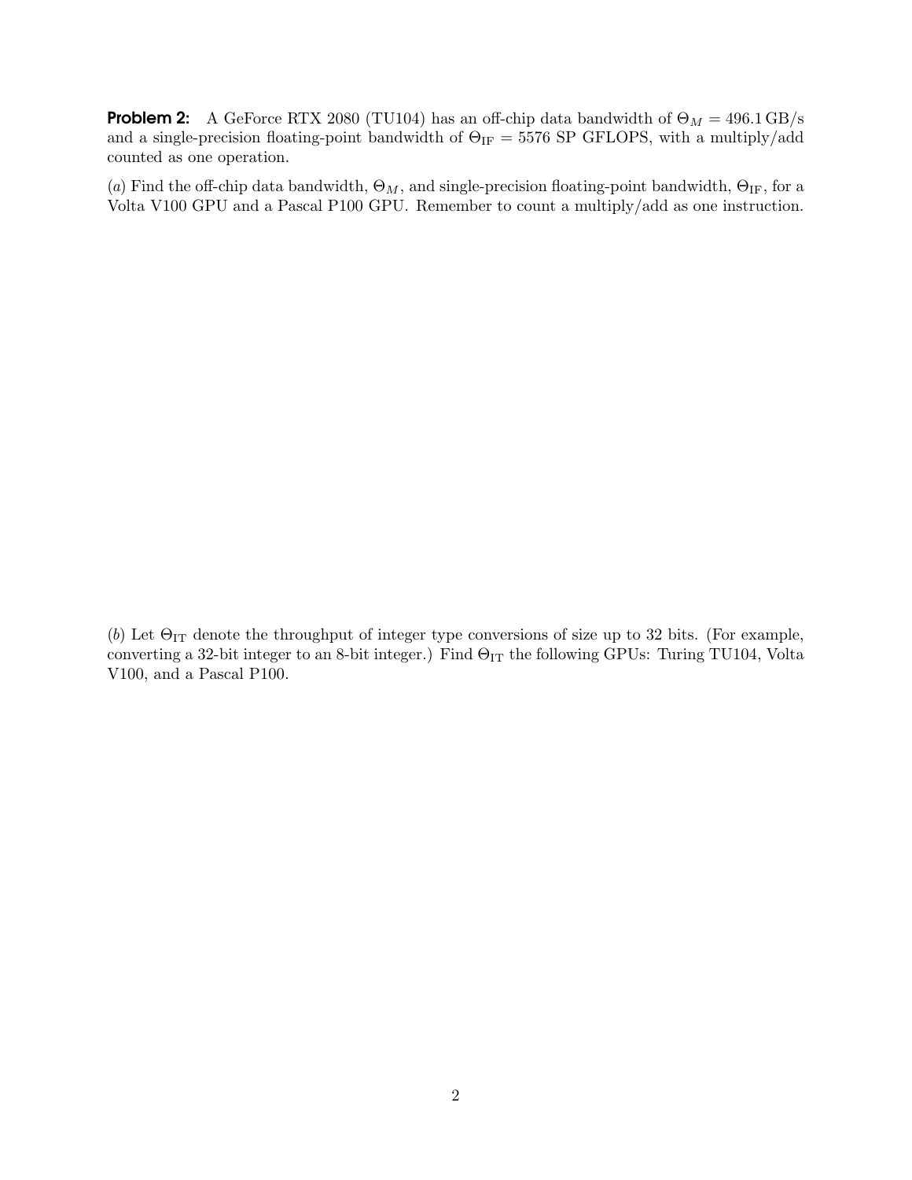**Problem 2:** A GeForce RTX 2080 (TU104) has an off-chip data bandwidth of $\Theta_M = 496.1\,\text{GB/s}$ and a single-precision floating-point bandwidth of $\Theta_{\text{IF}} = 5576$ SP GFLOPS, with a multiply/add counted as one operation.

(*a*) Find the off-chip data bandwidth, $\Theta_M$, and single-precision floating-point bandwidth, $\Theta_{\text{IF}}$, for a Volta V100 GPU and a Pascal P100 GPU. Remember to count a multiply/add as one instruction.

(*b*) Let $\Theta_{\text{IT}}$ denote the throughput of integer type conversions of size up to 32 bits. (For example, converting a 32-bit integer to an 8-bit integer.) Find $\Theta_{\text{IT}}$ the following GPUs: Turing TU104, Volta V100, and a Pascal P100.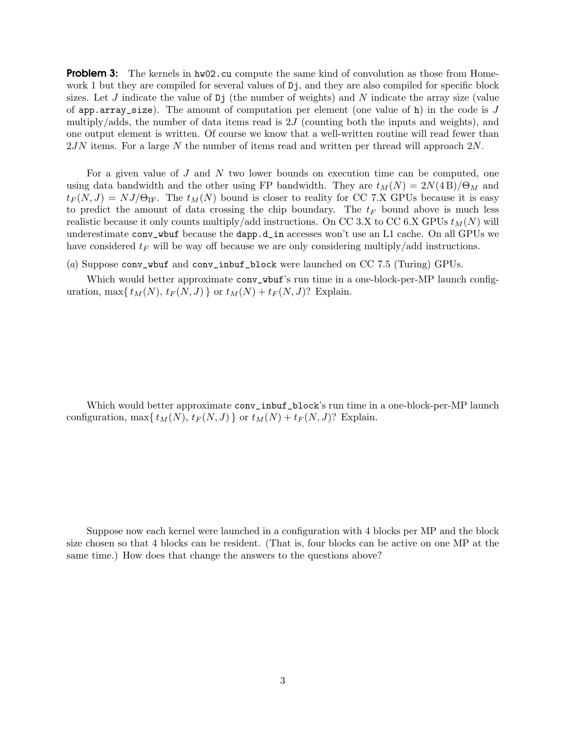**Problem 3:** The kernels in `hw02.cu` compute the same kind of convolution as those from Homework 1 but they are compiled for several values of `Dj`, and they are also compiled for specific block sizes. Let $J$ indicate the value of `Dj` (the number of weights) and $N$ indicate the array size (value of `app.array_size`). The amount of computation per element (one value of `h`) in the code is $J$ multiply/adds, the number of data items read is $2J$ (counting both the inputs and weights), and one output element is written. Of course we know that a well-written routine will read fewer than $2JN$ items. For a large $N$ the number of items read and written per thread will approach $2N$.

For a given value of $J$ and $N$ two lower bounds on execution time can be computed, one using data bandwidth and the other using FP bandwidth. They are $t_M(N) = 2N(4\,\text{B})/\Theta_M$ and $t_F(N,J) = NJ/\Theta_{\text{IF}}$. The $t_M(N)$ bound is closer to reality for CC 7.X GPUs because it is easy to predict the amount of data crossing the chip boundary. The $t_F$ bound above is much less realistic because it only counts multiply/add instructions. On CC 3.X to CC 6.X GPUs $t_M(N)$ will underestimate `conv_wbuf` because the `dapp.d_in` accesses won't use an L1 cache. On all GPUs we have considered $t_F$ will be way off because we are only considering multiply/add instructions.

(*a*) Suppose `conv_wbuf` and `conv_inbuf_block` were launched on CC 7.5 (Turing) GPUs.

Which would better approximate `conv_wbuf`'s run time in a one-block-per-MP launch configuration, $\max\{\, t_M(N),\, t_F(N,J)\,\}$ or $t_M(N) + t_F(N,J)$? Explain.

Which would better approximate `conv_inbuf_block`'s run time in a one-block-per-MP launch configuration, $\max\{\, t_M(N),\, t_F(N,J)\,\}$ or $t_M(N) + t_F(N,J)$? Explain.

Suppose now each kernel were launched in a configuration with 4 blocks per MP and the block size chosen so that 4 blocks can be resident. (That is, four blocks can be active on one MP at the same time.) How does that change the answers to the questions above?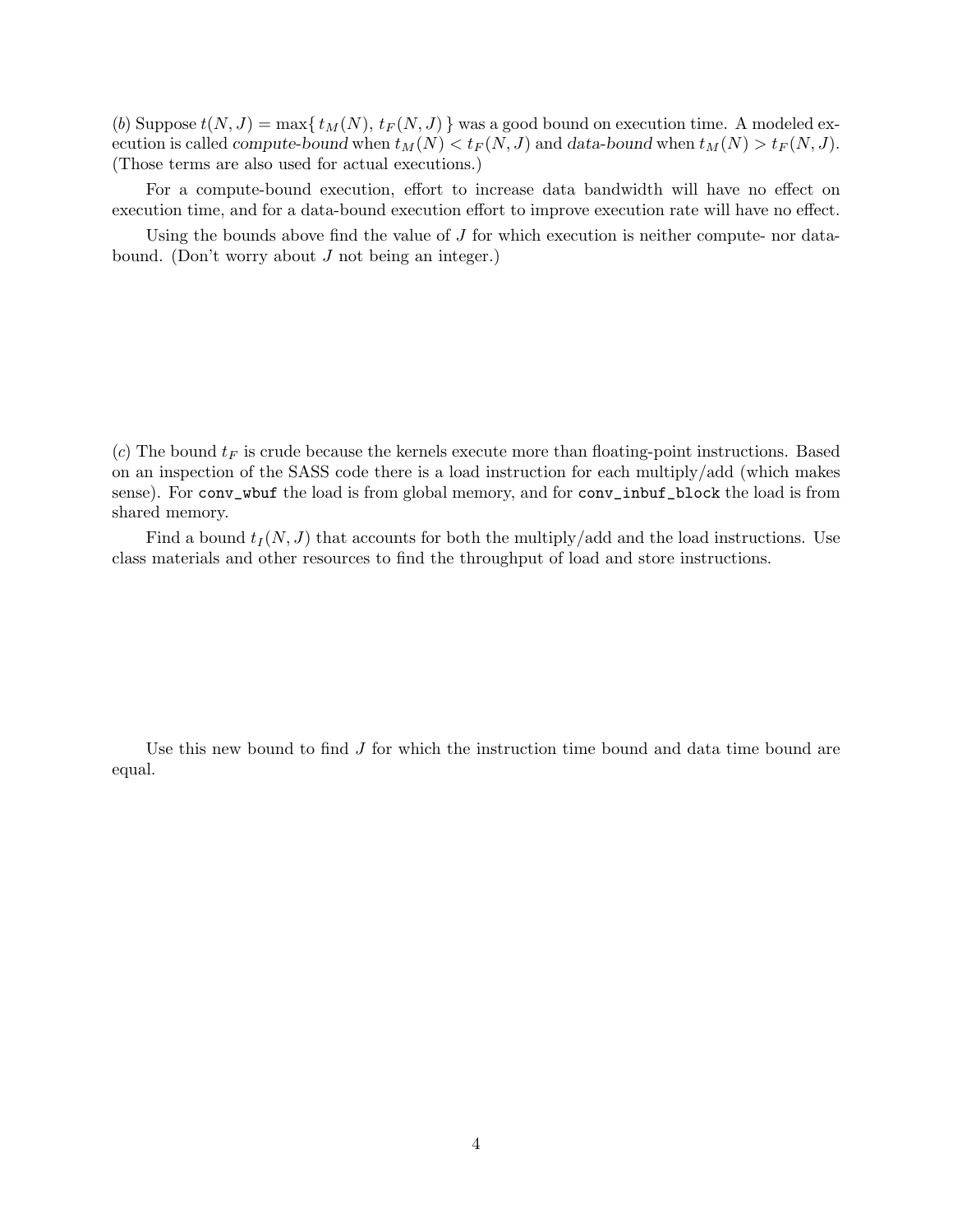(*b*) Suppose $t(N, J) = \max\{\, t_M(N),\, t_F(N, J)\,\}$ was a good bound on execution time. A modeled execution is called *compute-bound* when $t_M(N) < t_F(N, J)$ and *data-bound* when $t_M(N) > t_F(N, J)$. (Those terms are also used for actual executions.)

For a compute-bound execution, effort to increase data bandwidth will have no effect on execution time, and for a data-bound execution effort to improve execution rate will have no effect.

Using the bounds above find the value of $J$ for which execution is neither compute- nor data-bound. (Don't worry about $J$ not being an integer.)

(*c*) The bound $t_F$ is crude because the kernels execute more than floating-point instructions. Based on an inspection of the SASS code there is a load instruction for each multiply/add (which makes sense). For `conv_wbuf` the load is from global memory, and for `conv_inbuf_block` the load is from shared memory.

Find a bound $t_I(N, J)$ that accounts for both the multiply/add and the load instructions. Use class materials and other resources to find the throughput of load and store instructions.

Use this new bound to find $J$ for which the instruction time bound and data time bound are equal.